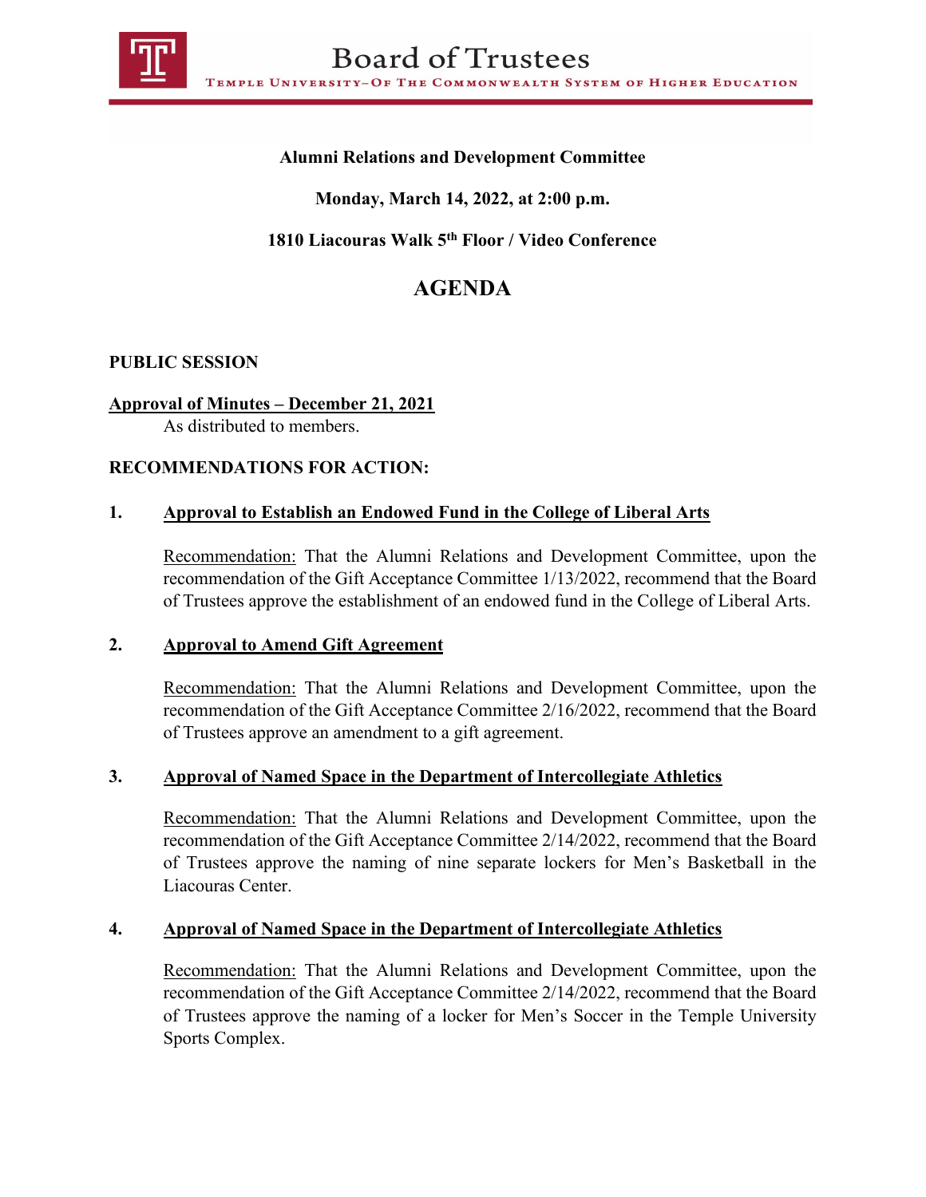# Board of Trustees

TEMPLE UNIVERSITY–OF THE COMMONWEALTH SYSTEM OF HIGHER EDUCATION

**Alumni Relations and Development Committee**

**Monday, March 14, 2022, at 2:00 p.m.**

**1810 Liacouras Walk 5th Floor / Video Conference**

## AGENDA

**PUBLIC SESSION**

**Approval of Minutes – December 21, 2021**

As distributed to members.

**RECOMMENDATIONS FOR ACTION:**

**1. Approval to Establish an Endowed Fund in the College of Liberal Arts**

Recommendation: That the Alumni Relations and Development Committee, upon the recommendation of the Gift Acceptance Committee 1/13/2022, recommend that the Board of Trustees approve the establishment of an endowed fund in the College of Liberal Arts.

**2. Approval to Amend Gift Agreement**

Recommendation: That the Alumni Relations and Development Committee, upon the recommendation of the Gift Acceptance Committee 2/16/2022, recommend that the Board of Trustees approve an amendment to a gift agreement.

**3. Approval of Named Space in the Department of Intercollegiate Athletics**

Recommendation: That the Alumni Relations and Development Committee, upon the recommendation of the Gift Acceptance Committee 2/14/2022, recommend that the Board of Trustees approve the naming of nine separate lockers for Men's Basketball in the Liacouras Center.

**4. Approval of Named Space in the Department of Intercollegiate Athletics**

Recommendation: That the Alumni Relations and Development Committee, upon the recommendation of the Gift Acceptance Committee 2/14/2022, recommend that the Board of Trustees approve the naming of a locker for Men's Soccer in the Temple University Sports Complex.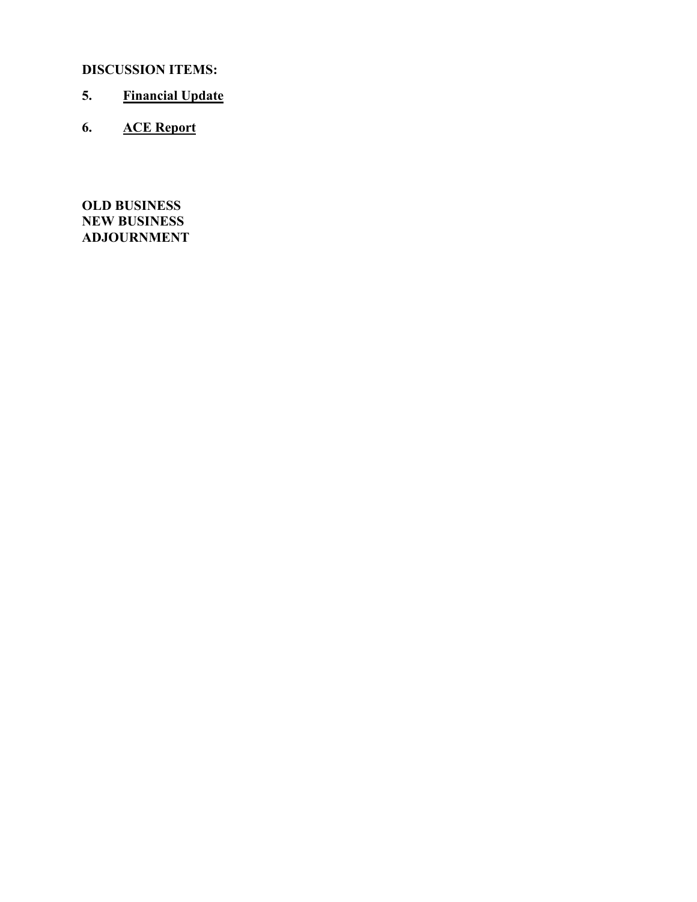**DISCUSSION ITEMS:**

**5.** **<u>Financial Update</u>**

**6.** **<u>ACE Report</u>**

**OLD BUSINESS**
**NEW BUSINESS**
**ADJOURNMENT**